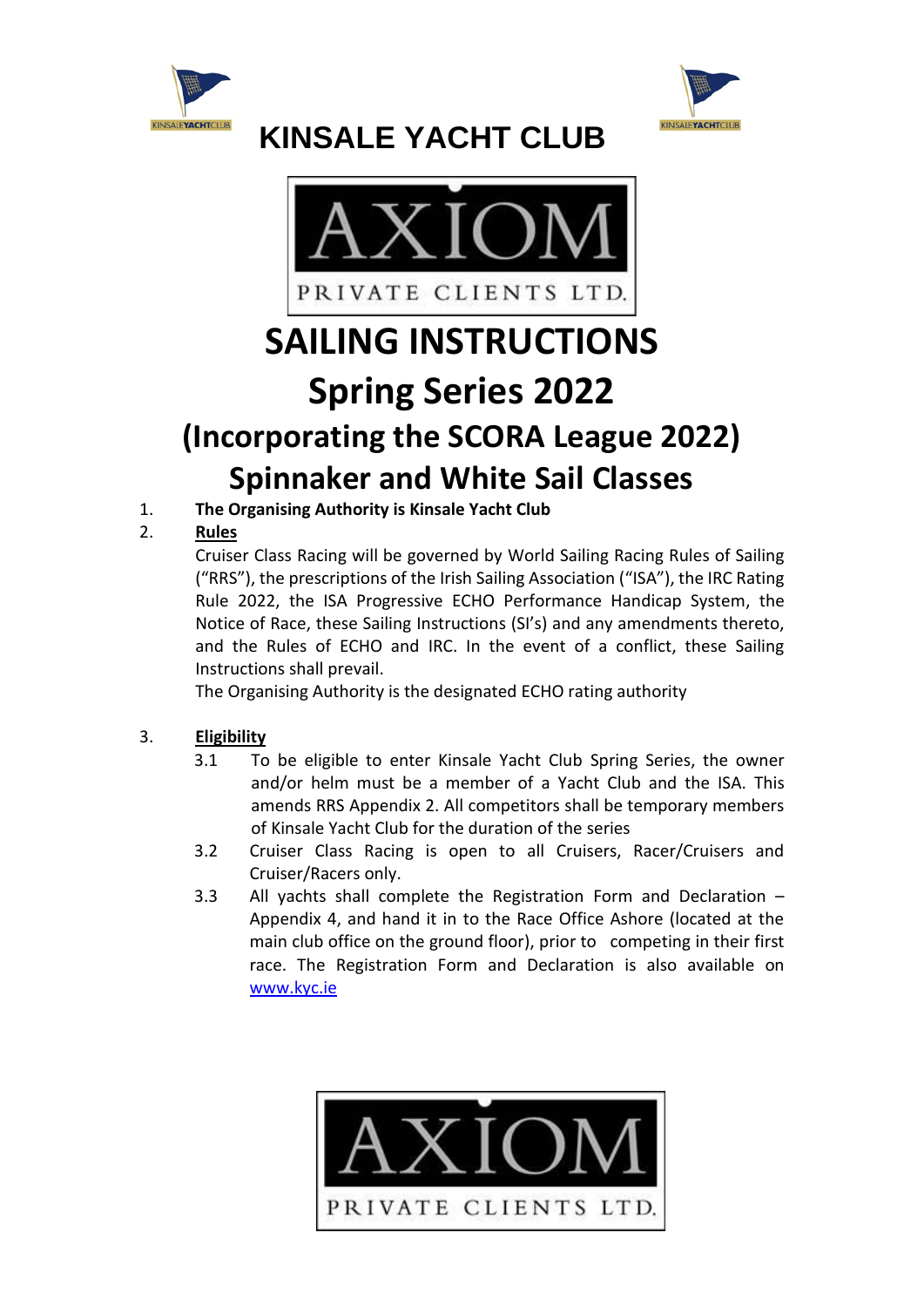# KINSALE YACHT CLUB

AXIOM PRIVATE CLIENTS LTD.

# SAILING INSTRUCTIONS

# Spring Series 2022

## (Incorporating the SCORA League 2022)

## Spinnaker and White Sail Classes

1. **The Organising Authority is Kinsale Yacht Club**

2. **Rules**

   Cruiser Class Racing will be governed by World Sailing Racing Rules of Sailing ("RRS"), the prescriptions of the Irish Sailing Association ("ISA"), the IRC Rating Rule 2022, the ISA Progressive ECHO Performance Handicap System, the Notice of Race, these Sailing Instructions (SI's) and any amendments thereto, and the Rules of ECHO and IRC. In the event of a conflict, these Sailing Instructions shall prevail.

   The Organising Authority is the designated ECHO rating authority

3. **Eligibility**

   3.1 To be eligible to enter Kinsale Yacht Club Spring Series, the owner and/or helm must be a member of a Yacht Club and the ISA. This amends RRS Appendix 2. All competitors shall be temporary members of Kinsale Yacht Club for the duration of the series

   3.2 Cruiser Class Racing is open to all Cruisers, Racer/Cruisers and Cruiser/Racers only.

   3.3 All yachts shall complete the Registration Form and Declaration – Appendix 4, and hand it in to the Race Office Ashore (located at the main club office on the ground floor), prior to competing in their first race. The Registration Form and Declaration is also available on www.kyc.ie

AXIOM PRIVATE CLIENTS LTD.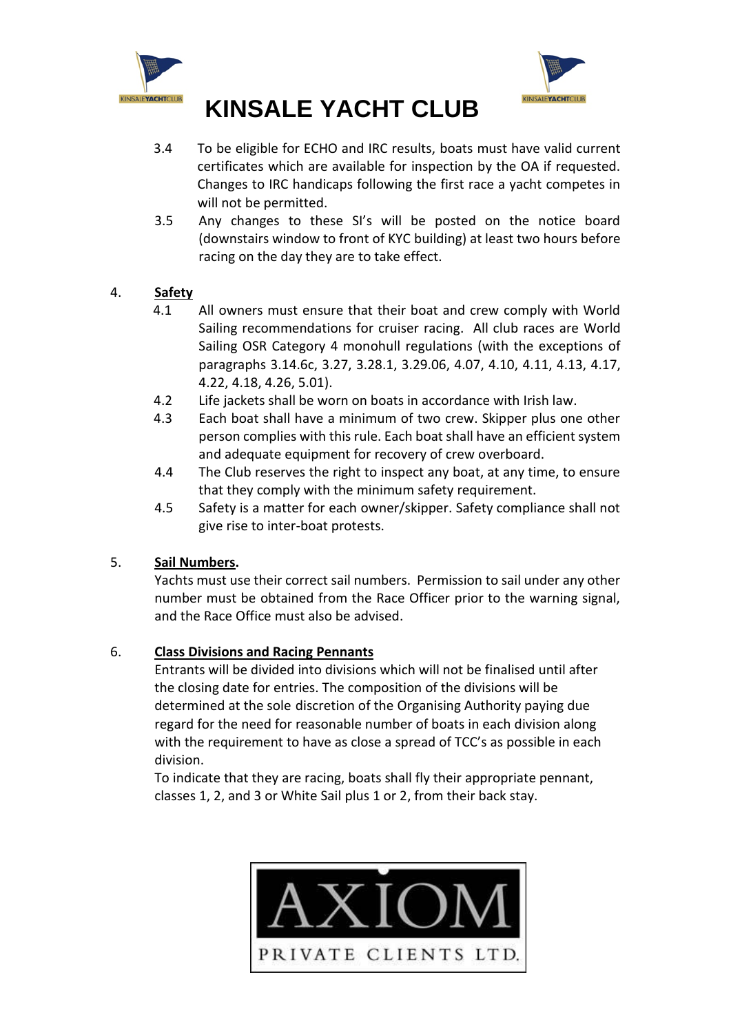3.4 To be eligible for ECHO and IRC results, boats must have valid current certificates which are available for inspection by the OA if requested. Changes to IRC handicaps following the first race a yacht competes in will not be permitted.

3.5 Any changes to these SI's will be posted on the notice board (downstairs window to front of KYC building) at least two hours before racing on the day they are to take effect.

4. **Safety**

4.1 All owners must ensure that their boat and crew comply with World Sailing recommendations for cruiser racing. All club races are World Sailing OSR Category 4 monohull regulations (with the exceptions of paragraphs 3.14.6c, 3.27, 3.28.1, 3.29.06, 4.07, 4.10, 4.11, 4.13, 4.17, 4.22, 4.18, 4.26, 5.01).

4.2 Life jackets shall be worn on boats in accordance with Irish law.

4.3 Each boat shall have a minimum of two crew. Skipper plus one other person complies with this rule. Each boat shall have an efficient system and adequate equipment for recovery of crew overboard.

4.4 The Club reserves the right to inspect any boat, at any time, to ensure that they comply with the minimum safety requirement.

4.5 Safety is a matter for each owner/skipper. Safety compliance shall not give rise to inter-boat protests.

5. **Sail Numbers.**

Yachts must use their correct sail numbers. Permission to sail under any other number must be obtained from the Race Officer prior to the warning signal, and the Race Office must also be advised.

6. **Class Divisions and Racing Pennants**

Entrants will be divided into divisions which will not be finalised until after the closing date for entries. The composition of the divisions will be determined at the sole discretion of the Organising Authority paying due regard for the need for reasonable number of boats in each division along with the requirement to have as close a spread of TCC's as possible in each division.

To indicate that they are racing, boats shall fly their appropriate pennant, classes 1, 2, and 3 or White Sail plus 1 or 2, from their back stay.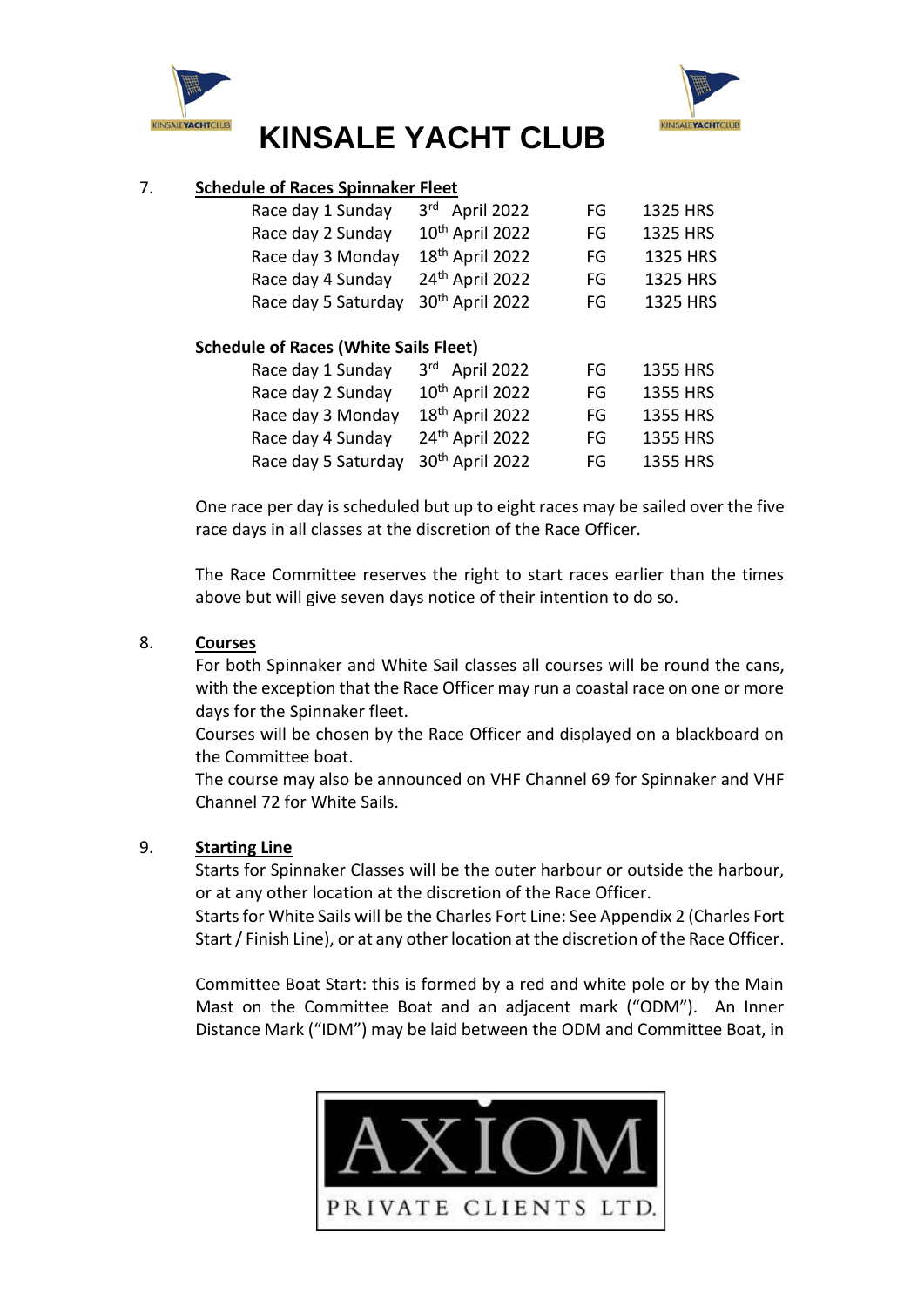# KINSALE YACHT CLUB

7. **Schedule of Races Spinnaker Fleet**

| | | | |
|---|---|---|---|
| Race day 1 Sunday | 3rd April 2022 | FG | 1325 HRS |
| Race day 2 Sunday | 10th April 2022 | FG | 1325 HRS |
| Race day 3 Monday | 18th April 2022 | FG | 1325 HRS |
| Race day 4 Sunday | 24th April 2022 | FG | 1325 HRS |
| Race day 5 Saturday | 30th April 2022 | FG | 1325 HRS |

**Schedule of Races (White Sails Fleet)**

| | | | |
|---|---|---|---|
| Race day 1 Sunday | 3rd April 2022 | FG | 1355 HRS |
| Race day 2 Sunday | 10th April 2022 | FG | 1355 HRS |
| Race day 3 Monday | 18th April 2022 | FG | 1355 HRS |
| Race day 4 Sunday | 24th April 2022 | FG | 1355 HRS |
| Race day 5 Saturday | 30th April 2022 | FG | 1355 HRS |

One race per day is scheduled but up to eight races may be sailed over the five race days in all classes at the discretion of the Race Officer.

The Race Committee reserves the right to start races earlier than the times above but will give seven days notice of their intention to do so.

8. **Courses**

For both Spinnaker and White Sail classes all courses will be round the cans, with the exception that the Race Officer may run a coastal race on one or more days for the Spinnaker fleet.

Courses will be chosen by the Race Officer and displayed on a blackboard on the Committee boat.

The course may also be announced on VHF Channel 69 for Spinnaker and VHF Channel 72 for White Sails.

9. **Starting Line**

Starts for Spinnaker Classes will be the outer harbour or outside the harbour, or at any other location at the discretion of the Race Officer.

Starts for White Sails will be the Charles Fort Line: See Appendix 2 (Charles Fort Start / Finish Line), or at any other location at the discretion of the Race Officer.

Committee Boat Start: this is formed by a red and white pole or by the Main Mast on the Committee Boat and an adjacent mark ("ODM"). An Inner Distance Mark ("IDM") may be laid between the ODM and Committee Boat, in

AXIOM PRIVATE CLIENTS LTD.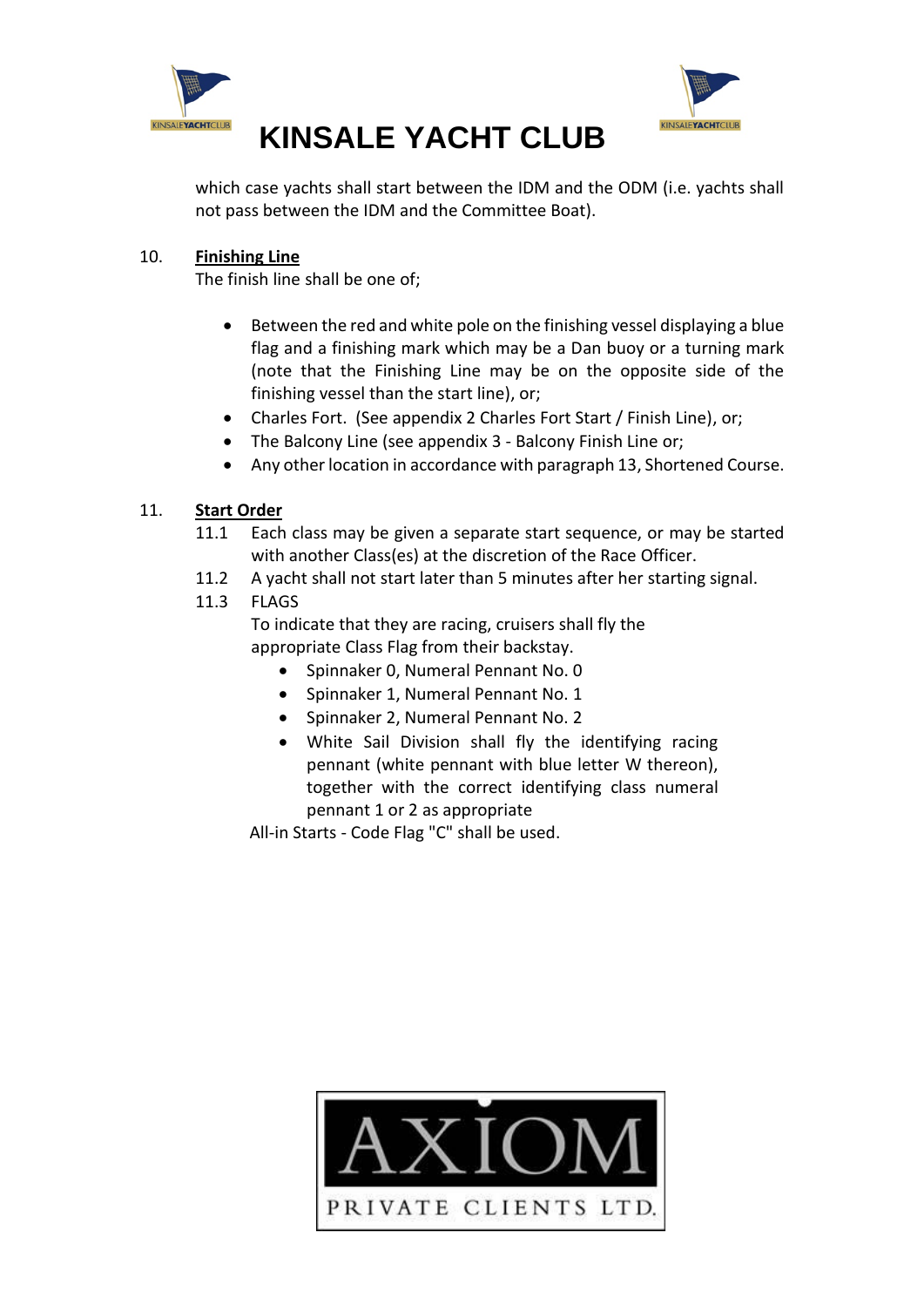which case yachts shall start between the IDM and the ODM (i.e. yachts shall not pass between the IDM and the Committee Boat).

10. **Finishing Line**

The finish line shall be one of;

- Between the red and white pole on the finishing vessel displaying a blue flag and a finishing mark which may be a Dan buoy or a turning mark (note that the Finishing Line may be on the opposite side of the finishing vessel than the start line), or;
- Charles Fort. (See appendix 2 Charles Fort Start / Finish Line), or;
- The Balcony Line (see appendix 3 - Balcony Finish Line or;
- Any other location in accordance with paragraph 13, Shortened Course.

11. **Start Order**

11.1 Each class may be given a separate start sequence, or may be started with another Class(es) at the discretion of the Race Officer.

11.2 A yacht shall not start later than 5 minutes after her starting signal.

11.3 FLAGS

To indicate that they are racing, cruisers shall fly the appropriate Class Flag from their backstay.

- Spinnaker 0, Numeral Pennant No. 0
- Spinnaker 1, Numeral Pennant No. 1
- Spinnaker 2, Numeral Pennant No. 2
- White Sail Division shall fly the identifying racing pennant (white pennant with blue letter W thereon), together with the correct identifying class numeral pennant 1 or 2 as appropriate

All-in Starts - Code Flag "C" shall be used.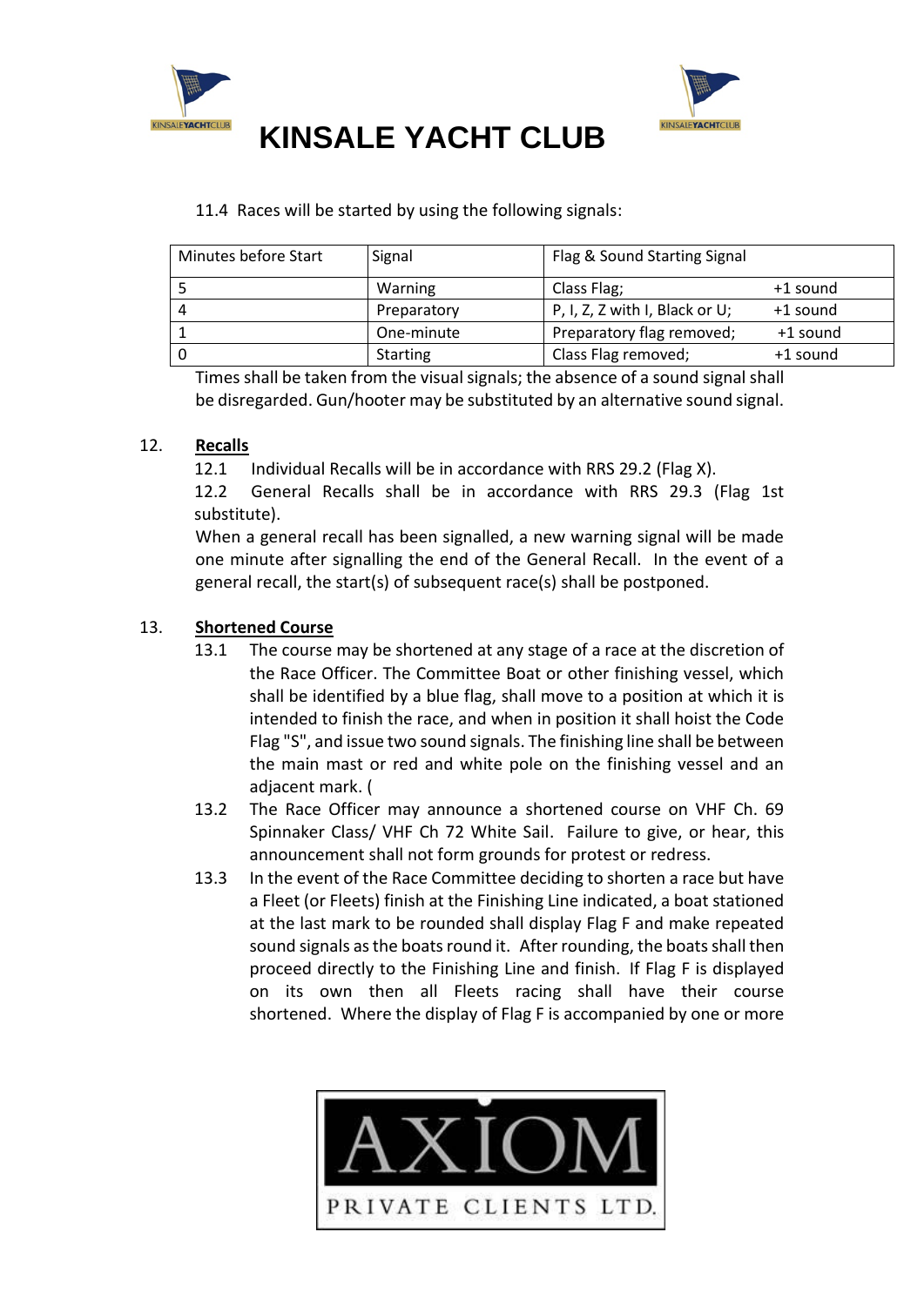# KINSALE YACHT CLUB

11.4 Races will be started by using the following signals:

| Minutes before Start | Signal | Flag & Sound Starting Signal | |
|---|---|---|---|
| 5 | Warning | Class Flag; | +1 sound |
| 4 | Preparatory | P, I, Z, Z with I, Black or U; | +1 sound |
| 1 | One-minute | Preparatory flag removed; | +1 sound |
| 0 | Starting | Class Flag removed; | +1 sound |

Times shall be taken from the visual signals; the absence of a sound signal shall be disregarded. Gun/hooter may be substituted by an alternative sound signal.

12. **Recalls**

12.1 Individual Recalls will be in accordance with RRS 29.2 (Flag X).

12.2 General Recalls shall be in accordance with RRS 29.3 (Flag 1st substitute).

When a general recall has been signalled, a new warning signal will be made one minute after signalling the end of the General Recall. In the event of a general recall, the start(s) of subsequent race(s) shall be postponed.

13. **Shortened Course**

13.1 The course may be shortened at any stage of a race at the discretion of the Race Officer. The Committee Boat or other finishing vessel, which shall be identified by a blue flag, shall move to a position at which it is intended to finish the race, and when in position it shall hoist the Code Flag "S", and issue two sound signals. The finishing line shall be between the main mast or red and white pole on the finishing vessel and an adjacent mark. (

13.2 The Race Officer may announce a shortened course on VHF Ch. 69 Spinnaker Class/ VHF Ch 72 White Sail. Failure to give, or hear, this announcement shall not form grounds for protest or redress.

13.3 In the event of the Race Committee deciding to shorten a race but have a Fleet (or Fleets) finish at the Finishing Line indicated, a boat stationed at the last mark to be rounded shall display Flag F and make repeated sound signals as the boats round it. After rounding, the boats shall then proceed directly to the Finishing Line and finish. If Flag F is displayed on its own then all Fleets racing shall have their course shortened. Where the display of Flag F is accompanied by one or more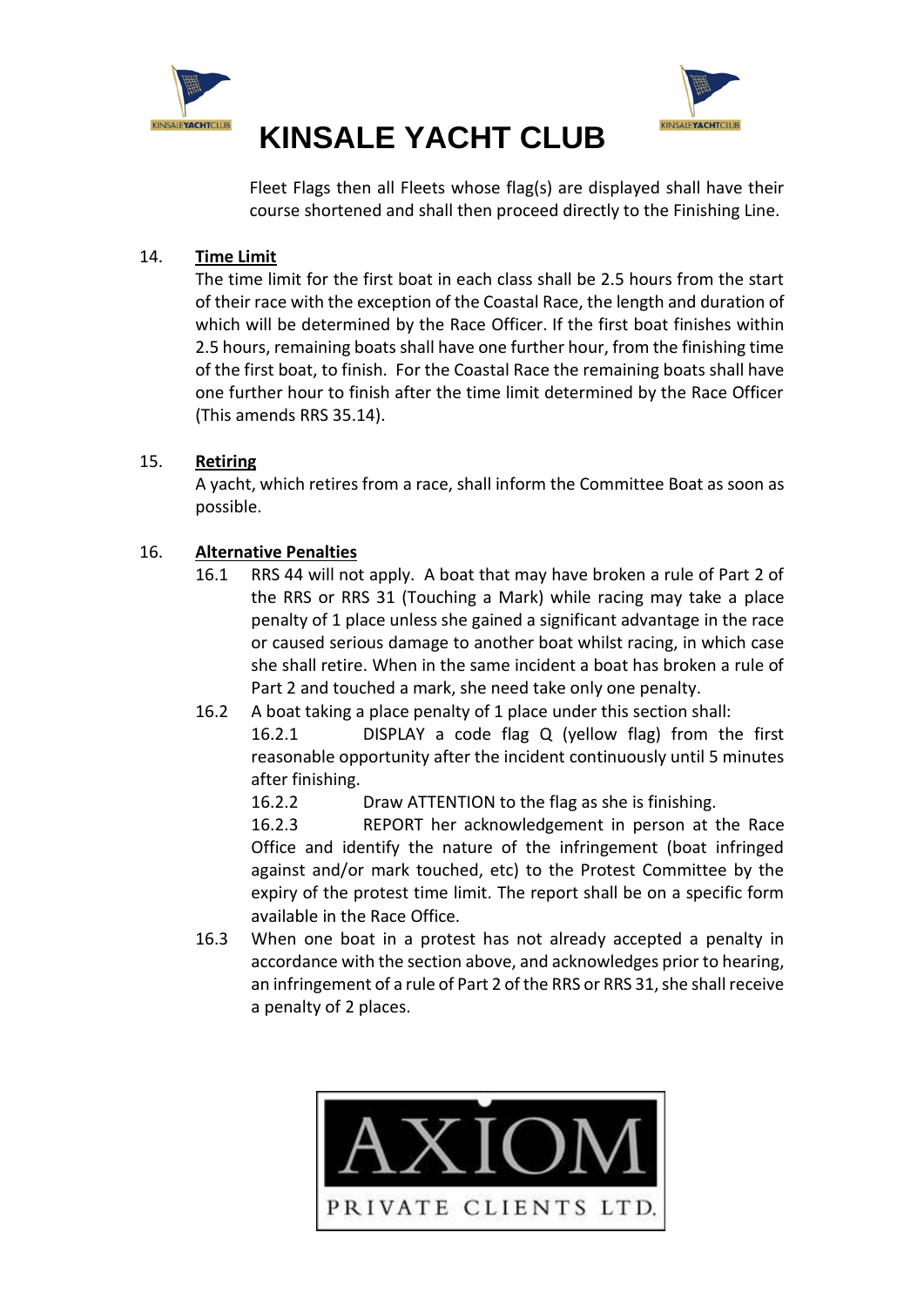Fleet Flags then all Fleets whose flag(s) are displayed shall have their course shortened and shall then proceed directly to the Finishing Line.

14. **Time Limit**

The time limit for the first boat in each class shall be 2.5 hours from the start of their race with the exception of the Coastal Race, the length and duration of which will be determined by the Race Officer. If the first boat finishes within 2.5 hours, remaining boats shall have one further hour, from the finishing time of the first boat, to finish. For the Coastal Race the remaining boats shall have one further hour to finish after the time limit determined by the Race Officer (This amends RRS 35.14).

15. **Retiring**

A yacht, which retires from a race, shall inform the Committee Boat as soon as possible.

16. **Alternative Penalties**

16.1 RRS 44 will not apply. A boat that may have broken a rule of Part 2 of the RRS or RRS 31 (Touching a Mark) while racing may take a place penalty of 1 place unless she gained a significant advantage in the race or caused serious damage to another boat whilst racing, in which case she shall retire. When in the same incident a boat has broken a rule of Part 2 and touched a mark, she need take only one penalty.

16.2 A boat taking a place penalty of 1 place under this section shall:

16.2.1 DISPLAY a code flag Q (yellow flag) from the first reasonable opportunity after the incident continuously until 5 minutes after finishing.

16.2.2 Draw ATTENTION to the flag as she is finishing.

16.2.3 REPORT her acknowledgement in person at the Race Office and identify the nature of the infringement (boat infringed against and/or mark touched, etc) to the Protest Committee by the expiry of the protest time limit. The report shall be on a specific form available in the Race Office.

16.3 When one boat in a protest has not already accepted a penalty in accordance with the section above, and acknowledges prior to hearing, an infringement of a rule of Part 2 of the RRS or RRS 31, she shall receive a penalty of 2 places.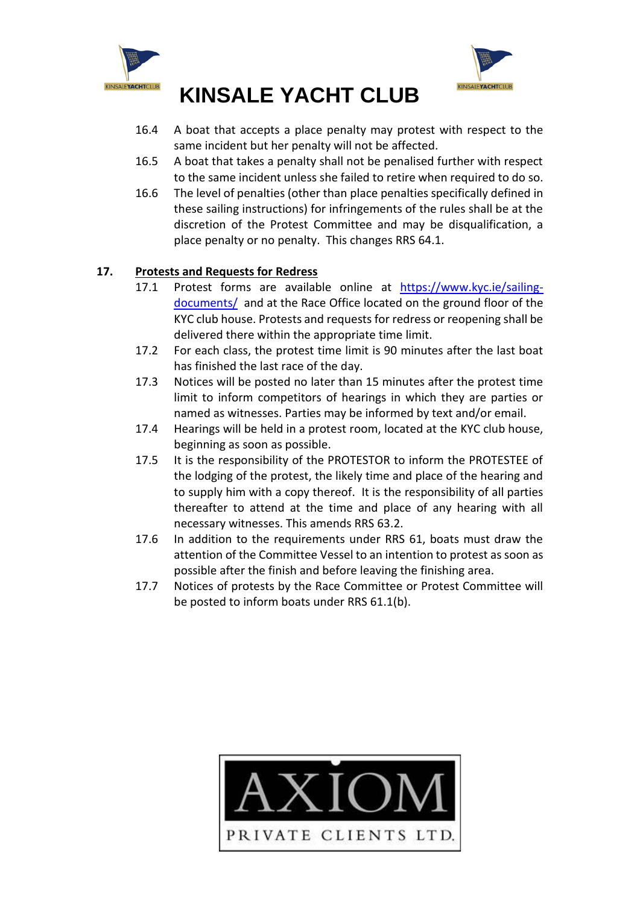# KINSALE YACHT CLUB

16.4 A boat that accepts a place penalty may protest with respect to the same incident but her penalty will not be affected.

16.5 A boat that takes a penalty shall not be penalised further with respect to the same incident unless she failed to retire when required to do so.

16.6 The level of penalties (other than place penalties specifically defined in these sailing instructions) for infringements of the rules shall be at the discretion of the Protest Committee and may be disqualification, a place penalty or no penalty. This changes RRS 64.1.

## 17. Protests and Requests for Redress

17.1 Protest forms are available online at [https://www.kyc.ie/sailing-documents/](https://www.kyc.ie/sailing-documents/) and at the Race Office located on the ground floor of the KYC club house. Protests and requests for redress or reopening shall be delivered there within the appropriate time limit.

17.2 For each class, the protest time limit is 90 minutes after the last boat has finished the last race of the day.

17.3 Notices will be posted no later than 15 minutes after the protest time limit to inform competitors of hearings in which they are parties or named as witnesses. Parties may be informed by text and/or email.

17.4 Hearings will be held in a protest room, located at the KYC club house, beginning as soon as possible.

17.5 It is the responsibility of the PROTESTOR to inform the PROTESTEE of the lodging of the protest, the likely time and place of the hearing and to supply him with a copy thereof. It is the responsibility of all parties thereafter to attend at the time and place of any hearing with all necessary witnesses. This amends RRS 63.2.

17.6 In addition to the requirements under RRS 61, boats must draw the attention of the Committee Vessel to an intention to protest as soon as possible after the finish and before leaving the finishing area.

17.7 Notices of protests by the Race Committee or Protest Committee will be posted to inform boats under RRS 61.1(b).

AXIOM PRIVATE CLIENTS LTD.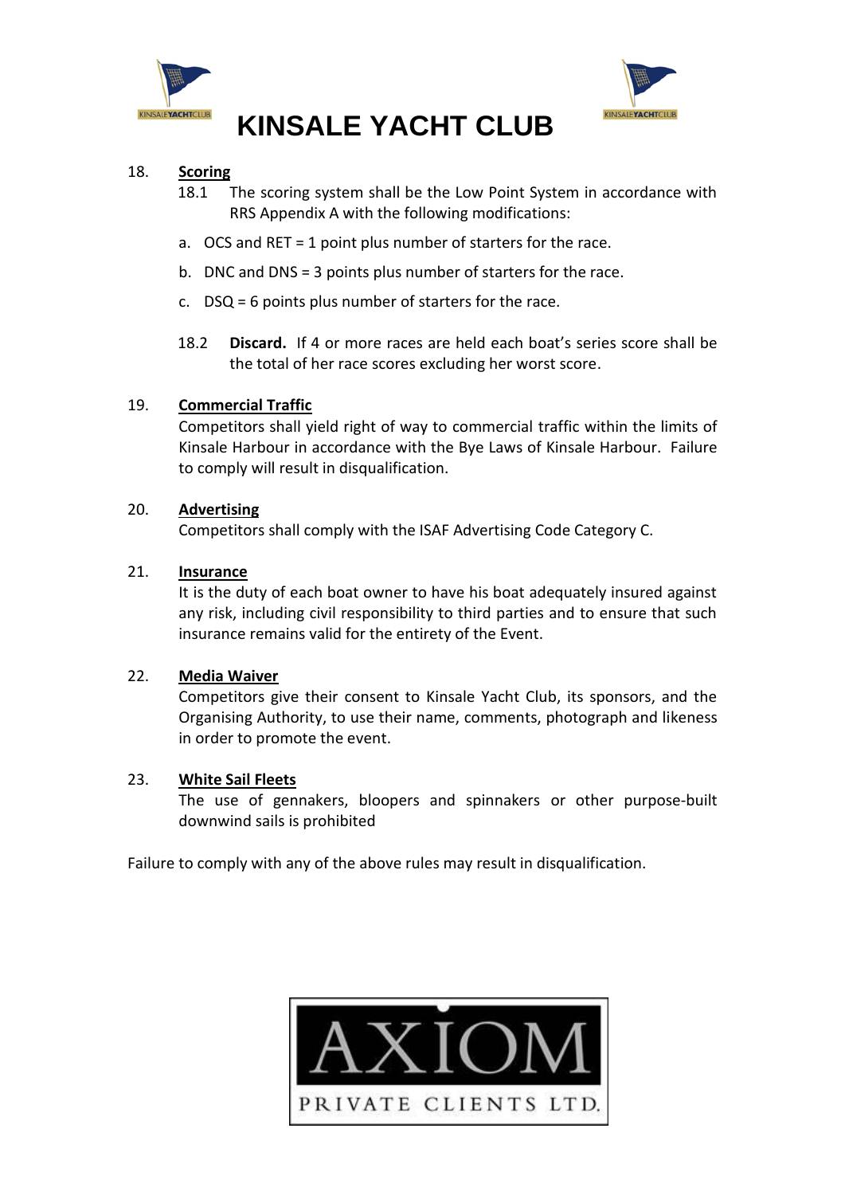# KINSALE YACHT CLUB

18. **Scoring**

18.1 The scoring system shall be the Low Point System in accordance with RRS Appendix A with the following modifications:

a. OCS and RET = 1 point plus number of starters for the race.

b. DNC and DNS = 3 points plus number of starters for the race.

c. DSQ = 6 points plus number of starters for the race.

18.2 **Discard.** If 4 or more races are held each boat's series score shall be the total of her race scores excluding her worst score.

19. **Commercial Traffic**

Competitors shall yield right of way to commercial traffic within the limits of Kinsale Harbour in accordance with the Bye Laws of Kinsale Harbour. Failure to comply will result in disqualification.

20. **Advertising**

Competitors shall comply with the ISAF Advertising Code Category C.

21. **Insurance**

It is the duty of each boat owner to have his boat adequately insured against any risk, including civil responsibility to third parties and to ensure that such insurance remains valid for the entirety of the Event.

22. **Media Waiver**

Competitors give their consent to Kinsale Yacht Club, its sponsors, and the Organising Authority, to use their name, comments, photograph and likeness in order to promote the event.

23. **White Sail Fleets**

The use of gennakers, bloopers and spinnakers or other purpose-built downwind sails is prohibited

Failure to comply with any of the above rules may result in disqualification.

AXIOM PRIVATE CLIENTS LTD.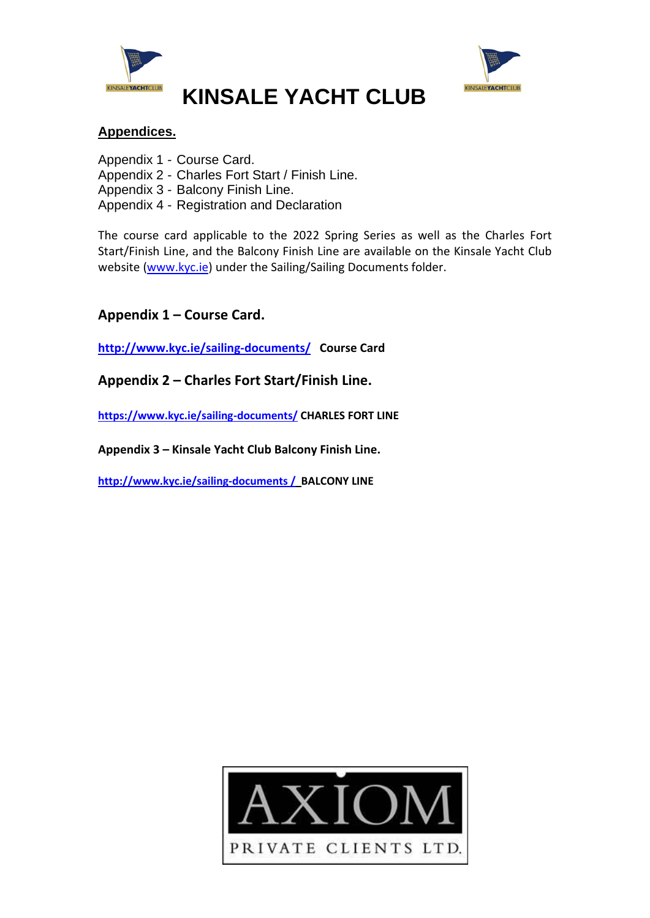# KINSALE YACHT CLUB

## Appendices.

Appendix 1 - Course Card.
Appendix 2 - Charles Fort Start / Finish Line.
Appendix 3 - Balcony Finish Line.
Appendix 4 - Registration and Declaration

The course card applicable to the 2022 Spring Series as well as the Charles Fort Start/Finish Line, and the Balcony Finish Line are available on the Kinsale Yacht Club website (www.kyc.ie) under the Sailing/Sailing Documents folder.

### Appendix 1 – Course Card.

**http://www.kyc.ie/sailing-documents/ Course Card**

### Appendix 2 – Charles Fort Start/Finish Line.

**https://www.kyc.ie/sailing-documents/ CHARLES FORT LINE**

**Appendix 3 – Kinsale Yacht Club Balcony Finish Line.**

**http://www.kyc.ie/sailing-documents / BALCONY LINE**

AXIOM
PRIVATE CLIENTS LTD.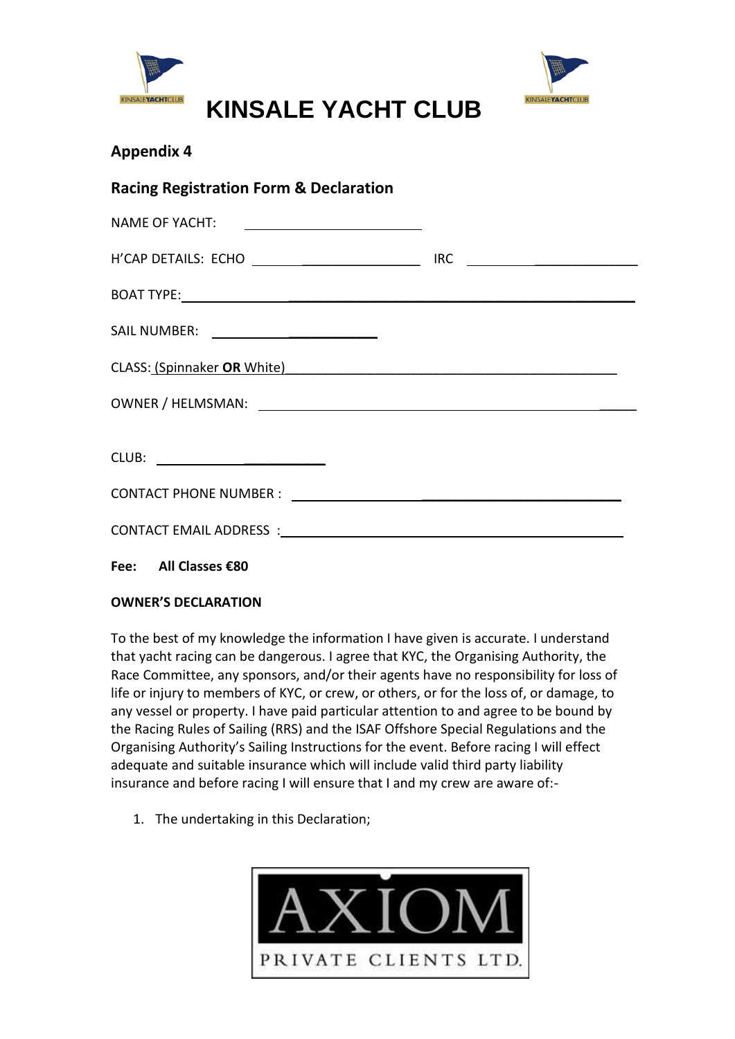# KINSALE YACHT CLUB

## Appendix 4

## Racing Registration Form & Declaration

NAME OF YACHT: ______________________

H'CAP DETAILS: ECHO ______________________ IRC ______________________

BOAT TYPE: ______________________________________________

SAIL NUMBER: ______________________

CLASS: (Spinnaker **OR** White) ______________________________________________

OWNER / HELMSMAN: ______________________________________________

CLUB: ______________________

CONTACT PHONE NUMBER : ______________________________________________

CONTACT EMAIL ADDRESS : ______________________________________________

**Fee: All Classes €80**

**OWNER'S DECLARATION**

To the best of my knowledge the information I have given is accurate. I understand that yacht racing can be dangerous. I agree that KYC, the Organising Authority, the Race Committee, any sponsors, and/or their agents have no responsibility for loss of life or injury to members of KYC, or crew, or others, or for the loss of, or damage, to any vessel or property. I have paid particular attention to and agree to be bound by the Racing Rules of Sailing (RRS) and the ISAF Offshore Special Regulations and the Organising Authority's Sailing Instructions for the event. Before racing I will effect adequate and suitable insurance which will include valid third party liability insurance and before racing I will ensure that I and my crew are aware of:-

1. The undertaking in this Declaration;

AXIOM PRIVATE CLIENTS LTD.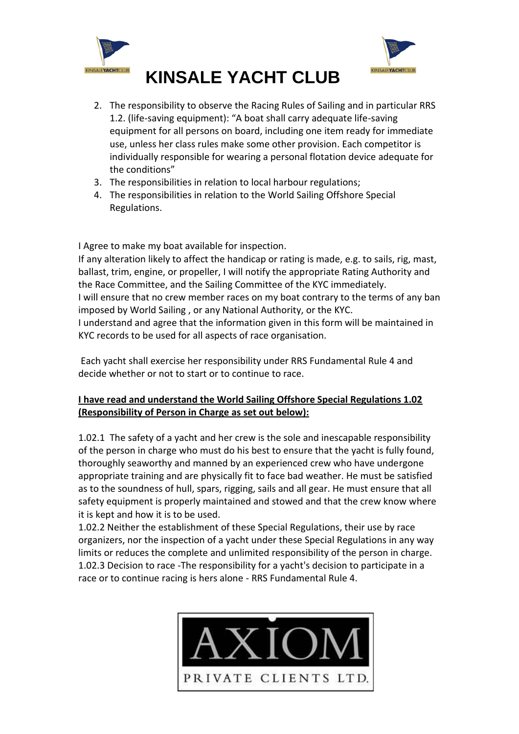# KINSALE YACHT CLUB

2. The responsibility to observe the Racing Rules of Sailing and in particular RRS 1.2. (life-saving equipment): "A boat shall carry adequate life-saving equipment for all persons on board, including one item ready for immediate use, unless her class rules make some other provision. Each competitor is individually responsible for wearing a personal flotation device adequate for the conditions"
3. The responsibilities in relation to local harbour regulations;
4. The responsibilities in relation to the World Sailing Offshore Special Regulations.

I Agree to make my boat available for inspection.
If any alteration likely to affect the handicap or rating is made, e.g. to sails, rig, mast, ballast, trim, engine, or propeller, I will notify the appropriate Rating Authority and the Race Committee, and the Sailing Committee of the KYC immediately.
I will ensure that no crew member races on my boat contrary to the terms of any ban imposed by World Sailing , or any National Authority, or the KYC.
I understand and agree that the information given in this form will be maintained in KYC records to be used for all aspects of race organisation.

Each yacht shall exercise her responsibility under RRS Fundamental Rule 4 and decide whether or not to start or to continue to race.

**I have read and understand the World Sailing Offshore Special Regulations 1.02 (Responsibility of Person in Charge as set out below):**

1.02.1 The safety of a yacht and her crew is the sole and inescapable responsibility of the person in charge who must do his best to ensure that the yacht is fully found, thoroughly seaworthy and manned by an experienced crew who have undergone appropriate training and are physically fit to face bad weather. He must be satisfied as to the soundness of hull, spars, rigging, sails and all gear. He must ensure that all safety equipment is properly maintained and stowed and that the crew know where it is kept and how it is to be used.
1.02.2 Neither the establishment of these Special Regulations, their use by race organizers, nor the inspection of a yacht under these Special Regulations in any way limits or reduces the complete and unlimited responsibility of the person in charge.
1.02.3 Decision to race -The responsibility for a yacht's decision to participate in a race or to continue racing is hers alone - RRS Fundamental Rule 4.

AXIOM
PRIVATE CLIENTS LTD.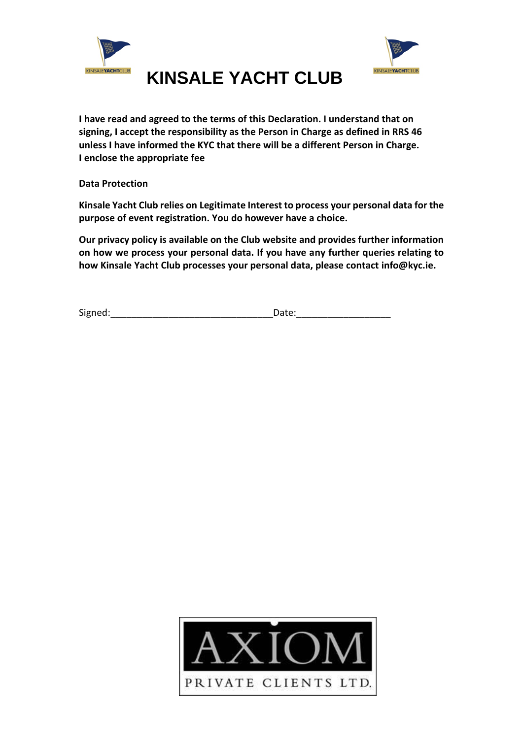# KINSALE YACHT CLUB

**I have read and agreed to the terms of this Declaration. I understand that on signing, I accept the responsibility as the Person in Charge as defined in RRS 46 unless I have informed the KYC that there will be a different Person in Charge.**
**I enclose the appropriate fee**

**Data Protection**

**Kinsale Yacht Club relies on Legitimate Interest to process your personal data for the purpose of event registration. You do however have a choice.**

**Our privacy policy is available on the Club website and provides further information on how we process your personal data. If you have any further queries relating to how Kinsale Yacht Club processes your personal data, please contact info@kyc.ie.**

Signed:_______________________________Date:__________________

AXIOM
PRIVATE CLIENTS LTD.